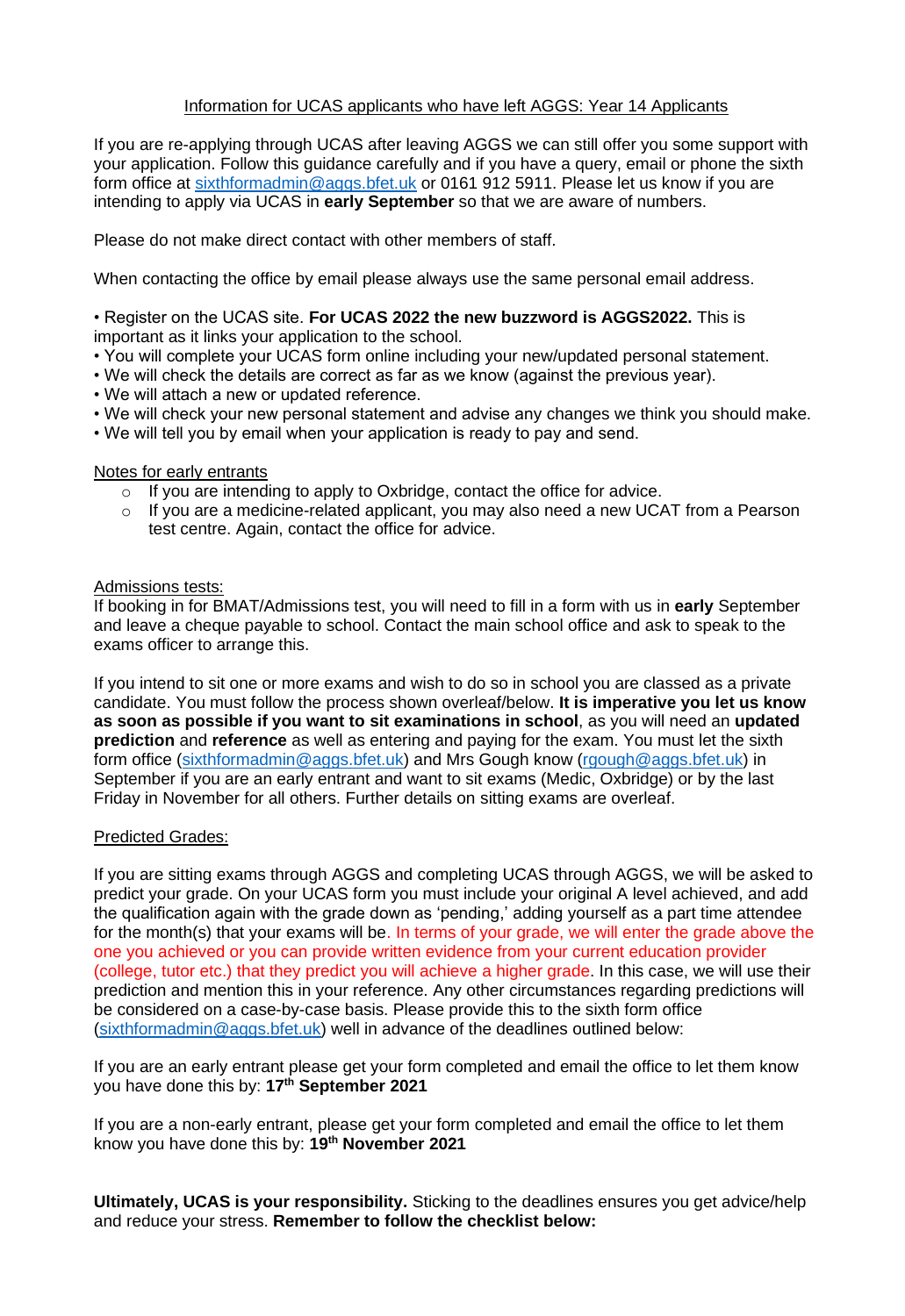# Information for UCAS applicants who have left AGGS: Year 14 Applicants

If you are re-applying through UCAS after leaving AGGS we can still offer you some support with your application. Follow this guidance carefully and if you have a query, email or phone the sixth form office at sixthformadmin@aggs.bfet.uk or 0161 912 5911. Please let us know if you are intending to apply via UCAS in **early September** so that we are aware of numbers.

Please do not make direct contact with other members of staff.

When contacting the office by email please always use the same personal email address.

- Register on the UCAS site. **For UCAS 2022 the new buzzword is AGGS2022.** This is important as it links your application to the school.
- You will complete your UCAS form online including your new/updated personal statement.
- We will check the details are correct as far as we know (against the previous year).
- We will attach a new or updated reference.
- We will check your new personal statement and advise any changes we think you should make.
- We will tell you by email when your application is ready to pay and send.

## Notes for early entrants

- If you are intending to apply to Oxbridge, contact the office for advice.
- If you are a medicine-related applicant, you may also need a new UCAT from a Pearson test centre. Again, contact the office for advice.

## Admissions tests:

If booking in for BMAT/Admissions test, you will need to fill in a form with us in **early** September and leave a cheque payable to school. Contact the main school office and ask to speak to the exams officer to arrange this.

If you intend to sit one or more exams and wish to do so in school you are classed as a private candidate. You must follow the process shown overleaf/below. **It is imperative you let us know as soon as possible if you want to sit examinations in school**, as you will need an **updated prediction** and **reference** as well as entering and paying for the exam. You must let the sixth form office (sixthformadmin@aggs.bfet.uk) and Mrs Gough know (rgough@aggs.bfet.uk) in September if you are an early entrant and want to sit exams (Medic, Oxbridge) or by the last Friday in November for all others. Further details on sitting exams are overleaf.

## Predicted Grades:

If you are sitting exams through AGGS and completing UCAS through AGGS, we will be asked to predict your grade. On your UCAS form you must include your original A level achieved, and add the qualification again with the grade down as 'pending,' adding yourself as a part time attendee for the month(s) that your exams will be. In terms of your grade, we will enter the grade above the one you achieved or you can provide written evidence from your current education provider (college, tutor etc.) that they predict you will achieve a higher grade. In this case, we will use their prediction and mention this in your reference. Any other circumstances regarding predictions will be considered on a case-by-case basis. Please provide this to the sixth form office (sixthformadmin@aggs.bfet.uk) well in advance of the deadlines outlined below:

If you are an early entrant please get your form completed and email the office to let them know you have done this by: **17th September 2021**

If you are a non-early entrant, please get your form completed and email the office to let them know you have done this by: **19th November 2021**

**Ultimately, UCAS is your responsibility.** Sticking to the deadlines ensures you get advice/help and reduce your stress. **Remember to follow the checklist below:**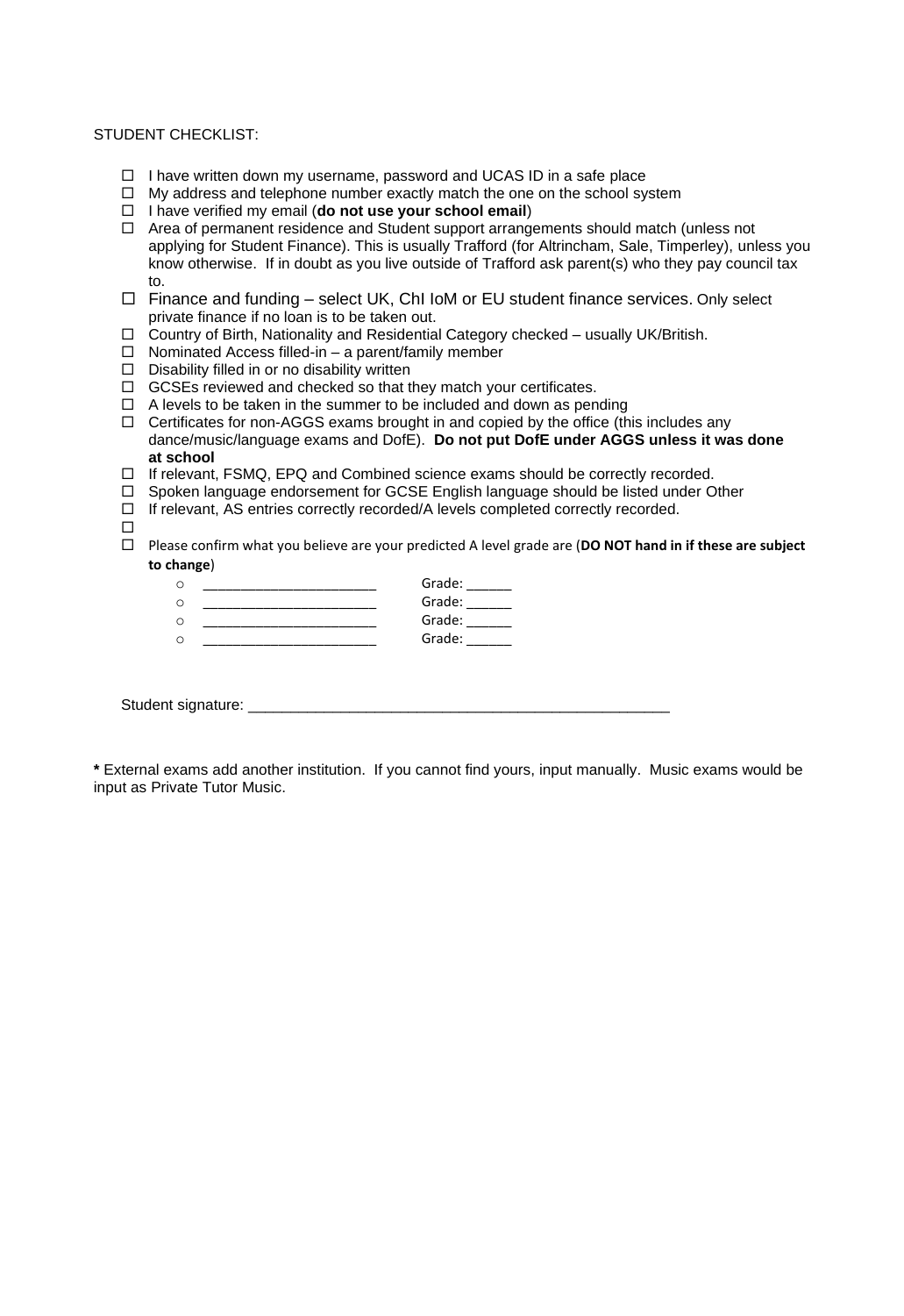STUDENT CHECKLIST:

- ☐ I have written down my username, password and UCAS ID in a safe place
- ☐ My address and telephone number exactly match the one on the school system
- ☐ I have verified my email (**do not use your school email**)
- ☐ Area of permanent residence and Student support arrangements should match (unless not applying for Student Finance). This is usually Trafford (for Altrincham, Sale, Timperley), unless you know otherwise. If in doubt as you live outside of Trafford ask parent(s) who they pay council tax to.
- ☐ Finance and funding – select UK, ChI IoM or EU student finance services. Only select private finance if no loan is to be taken out.
- ☐ Country of Birth, Nationality and Residential Category checked – usually UK/British.
- ☐ Nominated Access filled-in – a parent/family member
- ☐ Disability filled in or no disability written
- ☐ GCSEs reviewed and checked so that they match your certificates.
- ☐ A levels to be taken in the summer to be included and down as pending
- ☐ Certificates for non-AGGS exams brought in and copied by the office (this includes any dance/music/language exams and DofE). **Do not put DofE under AGGS unless it was done at school**
- ☐ If relevant, FSMQ, EPQ and Combined science exams should be correctly recorded.
- ☐ Spoken language endorsement for GCSE English language should be listed under Other
- ☐ If relevant, AS entries correctly recorded/A levels completed correctly recorded.
- ☐
- ☐ Please confirm what you believe are your predicted A level grade are (**DO NOT hand in if these are subject to change**)
  - ______________________ Grade: ______
  - ______________________ Grade: ______
  - ______________________ Grade: ______
  - ______________________ Grade: ______

Student signature: _____________________________________________________

**\*** External exams add another institution. If you cannot find yours, input manually. Music exams would be input as Private Tutor Music.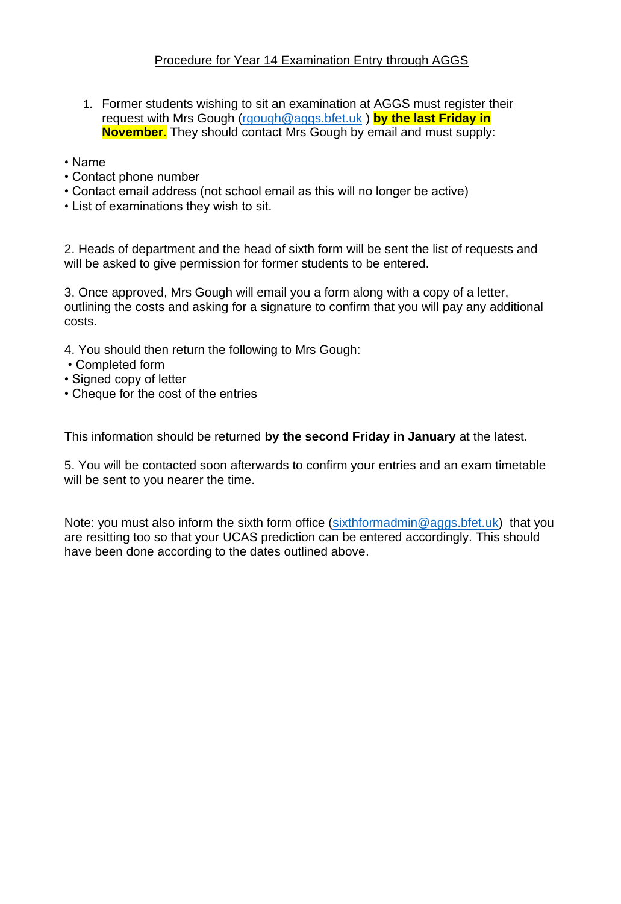Procedure for Year 14 Examination Entry through AGGS

1. Former students wishing to sit an examination at AGGS must register their request with Mrs Gough (rgough@aggs.bfet.uk ) **by the last Friday in November**. They should contact Mrs Gough by email and must supply:

- Name
- Contact phone number
- Contact email address (not school email as this will no longer be active)
- List of examinations they wish to sit.

2. Heads of department and the head of sixth form will be sent the list of requests and will be asked to give permission for former students to be entered.

3. Once approved, Mrs Gough will email you a form along with a copy of a letter, outlining the costs and asking for a signature to confirm that you will pay any additional costs.

4. You should then return the following to Mrs Gough:

- Completed form
- Signed copy of letter
- Cheque for the cost of the entries

This information should be returned **by the second Friday in January** at the latest.

5. You will be contacted soon afterwards to confirm your entries and an exam timetable will be sent to you nearer the time.

Note: you must also inform the sixth form office (sixthformadmin@aggs.bfet.uk) that you are resitting too so that your UCAS prediction can be entered accordingly. This should have been done according to the dates outlined above.